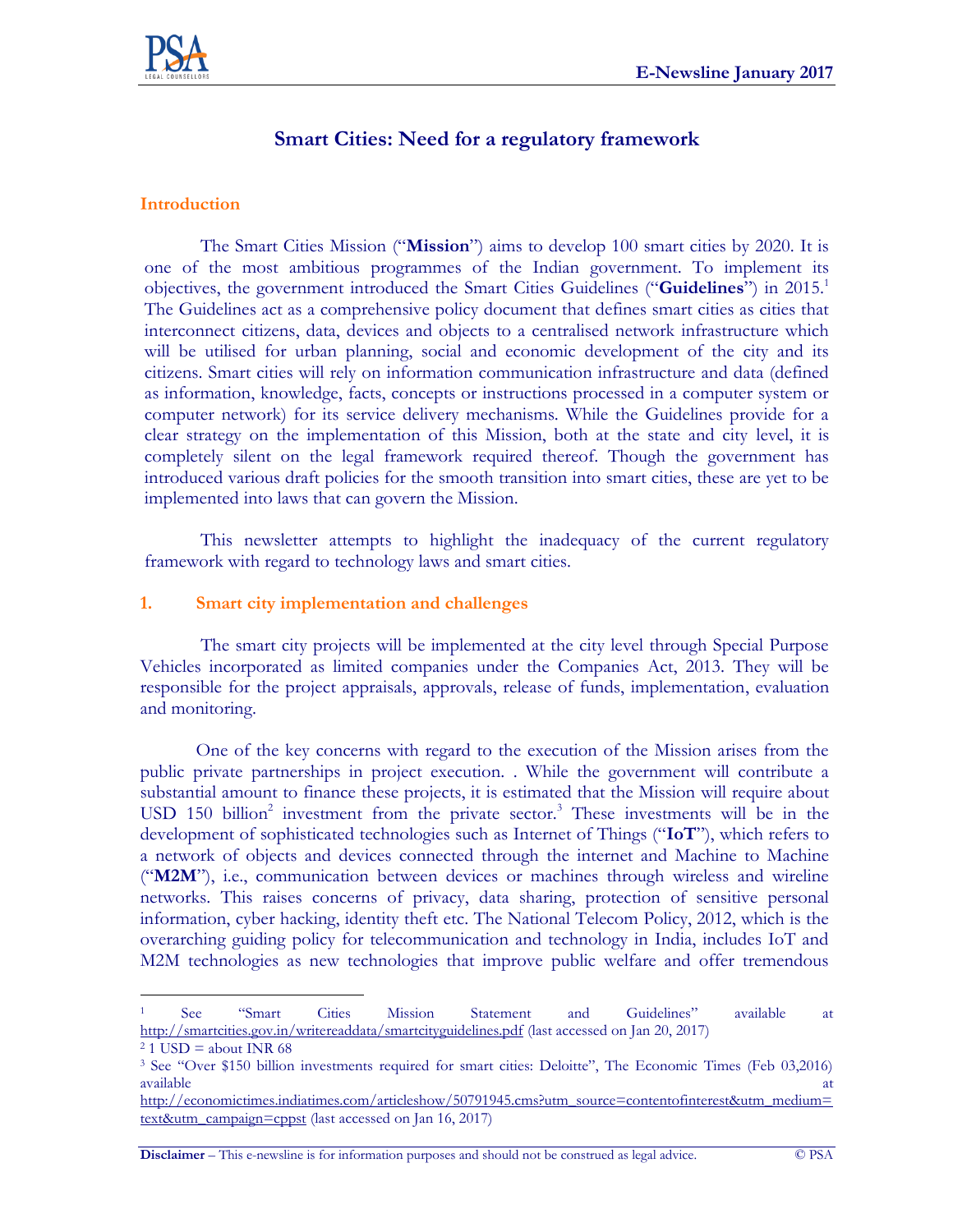# Smart Cities: Need for a regulatory framework

## Introduction

The Smart Cities Mission ("**Mission**") aims to develop 100 smart cities by 2020. It is one of the most ambitious programmes of the Indian government. To implement its objectives, the government introduced the Smart Cities Guidelines ("**Guidelines**") in 2015.[1] The Guidelines act as a comprehensive policy document that defines smart cities as cities that interconnect citizens, data, devices and objects to a centralised network infrastructure which will be utilised for urban planning, social and economic development of the city and its citizens. Smart cities will rely on information communication infrastructure and data (defined as information, knowledge, facts, concepts or instructions processed in a computer system or computer network) for its service delivery mechanisms. While the Guidelines provide for a clear strategy on the implementation of this Mission, both at the state and city level, it is completely silent on the legal framework required thereof. Though the government has introduced various draft policies for the smooth transition into smart cities, these are yet to be implemented into laws that can govern the Mission.

This newsletter attempts to highlight the inadequacy of the current regulatory framework with regard to technology laws and smart cities.

## 1. Smart city implementation and challenges

The smart city projects will be implemented at the city level through Special Purpose Vehicles incorporated as limited companies under the Companies Act, 2013. They will be responsible for the project appraisals, approvals, release of funds, implementation, evaluation and monitoring.

One of the key concerns with regard to the execution of the Mission arises from the public private partnerships in project execution. . While the government will contribute a substantial amount to finance these projects, it is estimated that the Mission will require about USD 150 billion[2] investment from the private sector.[3] These investments will be in the development of sophisticated technologies such as Internet of Things ("**IoT**"), which refers to a network of objects and devices connected through the internet and Machine to Machine ("**M2M**"), i.e., communication between devices or machines through wireless and wireline networks. This raises concerns of privacy, data sharing, protection of sensitive personal information, cyber hacking, identity theft etc. The National Telecom Policy, 2012, which is the overarching guiding policy for telecommunication and technology in India, includes IoT and M2M technologies as new technologies that improve public welfare and offer tremendous

---

[1] See "Smart Cities Mission Statement and Guidelines" available at http://smartcities.gov.in/writereaddata/smartcityguidelines.pdf (last accessed on Jan 20, 2017)

[2] 1 USD = about INR 68

[3] See "Over $150 billion investments required for smart cities: Deloitte", The Economic Times (Feb 03,2016) available at http://economictimes.indiatimes.com/articleshow/50791945.cms?utm_source=contentofinterest&utm_medium=text&utm_campaign=cppst (last accessed on Jan 16, 2017)

**Disclaimer** – This e-newsline is for information purposes and should not be construed as legal advice. © PSA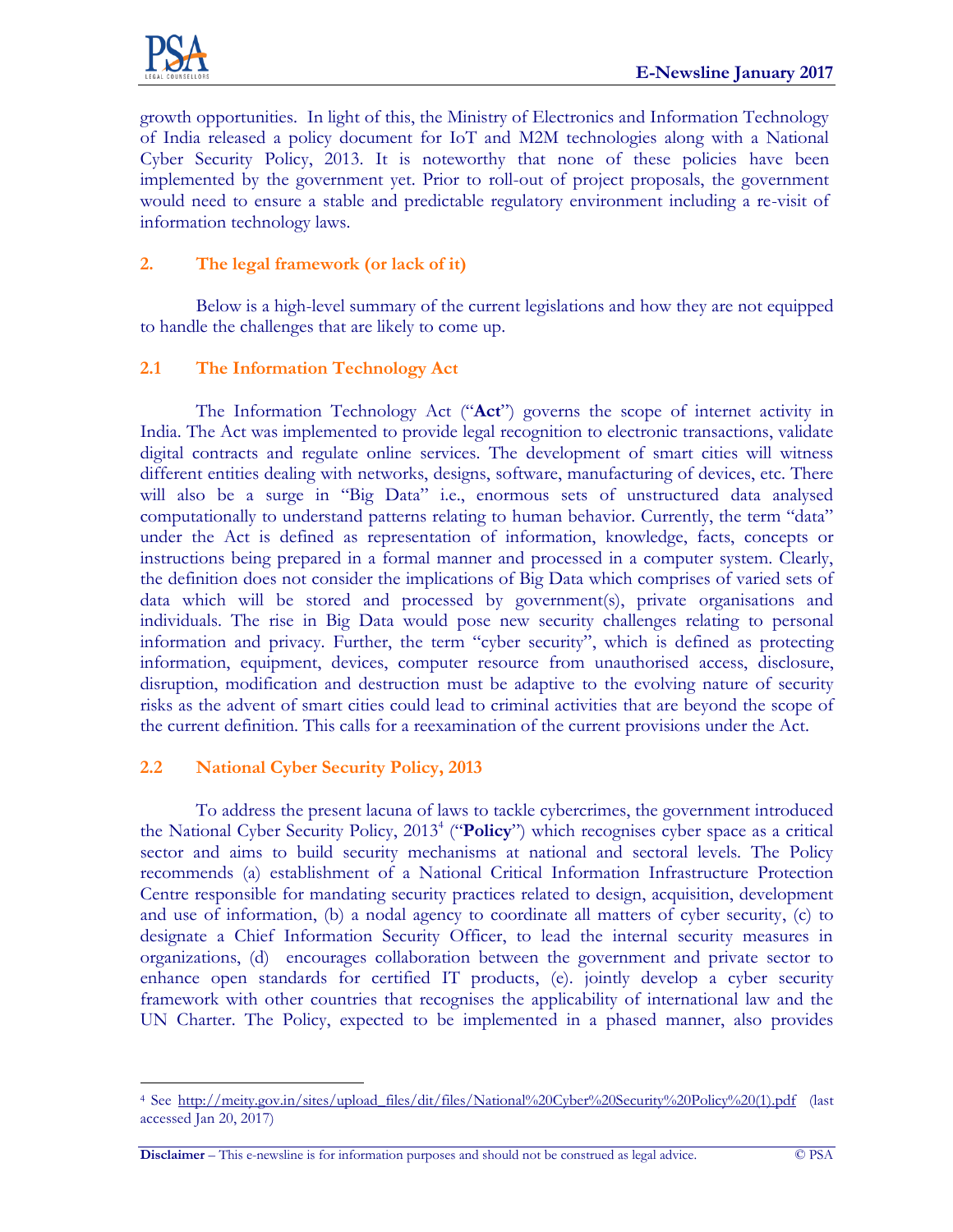growth opportunities. In light of this, the Ministry of Electronics and Information Technology of India released a policy document for IoT and M2M technologies along with a National Cyber Security Policy, 2013. It is noteworthy that none of these policies have been implemented by the government yet. Prior to roll-out of project proposals, the government would need to ensure a stable and predictable regulatory environment including a re-visit of information technology laws.

## 2. The legal framework (or lack of it)

Below is a high-level summary of the current legislations and how they are not equipped to handle the challenges that are likely to come up.

### 2.1 The Information Technology Act

The Information Technology Act ("**Act**") governs the scope of internet activity in India. The Act was implemented to provide legal recognition to electronic transactions, validate digital contracts and regulate online services. The development of smart cities will witness different entities dealing with networks, designs, software, manufacturing of devices, etc. There will also be a surge in "Big Data" i.e., enormous sets of unstructured data analysed computationally to understand patterns relating to human behavior. Currently, the term "data" under the Act is defined as representation of information, knowledge, facts, concepts or instructions being prepared in a formal manner and processed in a computer system. Clearly, the definition does not consider the implications of Big Data which comprises of varied sets of data which will be stored and processed by government(s), private organisations and individuals. The rise in Big Data would pose new security challenges relating to personal information and privacy. Further, the term "cyber security", which is defined as protecting information, equipment, devices, computer resource from unauthorised access, disclosure, disruption, modification and destruction must be adaptive to the evolving nature of security risks as the advent of smart cities could lead to criminal activities that are beyond the scope of the current definition. This calls for a reexamination of the current provisions under the Act.

### 2.2 National Cyber Security Policy, 2013

To address the present lacuna of laws to tackle cybercrimes, the government introduced the National Cyber Security Policy, 2013[4] ("**Policy**") which recognises cyber space as a critical sector and aims to build security mechanisms at national and sectoral levels. The Policy recommends (a) establishment of a National Critical Information Infrastructure Protection Centre responsible for mandating security practices related to design, acquisition, development and use of information, (b) a nodal agency to coordinate all matters of cyber security, (c) to designate a Chief Information Security Officer, to lead the internal security measures in organizations, (d) encourages collaboration between the government and private sector to enhance open standards for certified IT products, (e). jointly develop a cyber security framework with other countries that recognises the applicability of international law and the UN Charter. The Policy, expected to be implemented in a phased manner, also provides

---

[4] See http://meity.gov.in/sites/upload_files/dit/files/National%20Cyber%20Security%20Policy%20(1).pdf (last accessed Jan 20, 2017)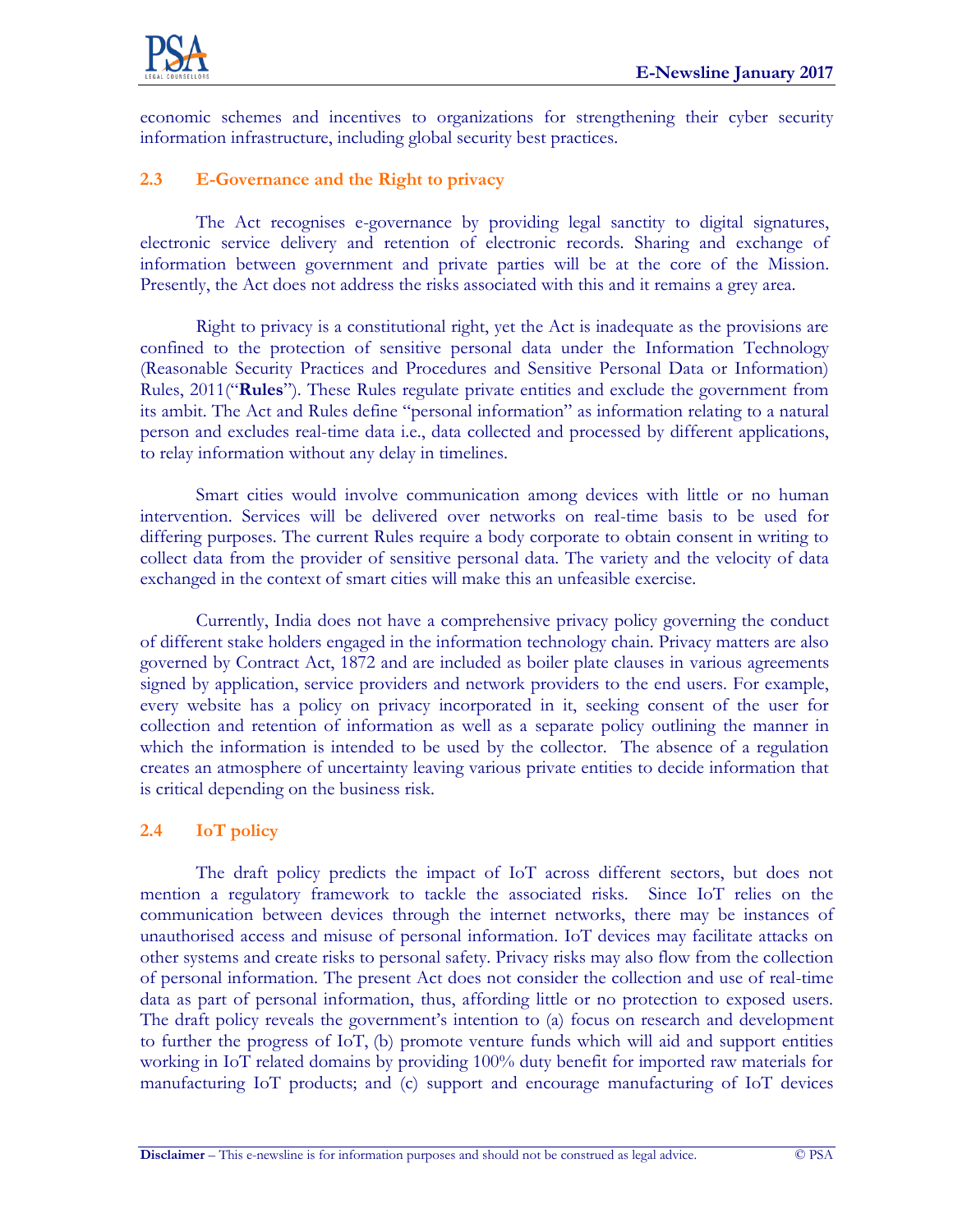economic schemes and incentives to organizations for strengthening their cyber security information infrastructure, including global security best practices.

### 2.3 E-Governance and the Right to privacy

The Act recognises e-governance by providing legal sanctity to digital signatures, electronic service delivery and retention of electronic records. Sharing and exchange of information between government and private parties will be at the core of the Mission. Presently, the Act does not address the risks associated with this and it remains a grey area.

Right to privacy is a constitutional right, yet the Act is inadequate as the provisions are confined to the protection of sensitive personal data under the Information Technology (Reasonable Security Practices and Procedures and Sensitive Personal Data or Information) Rules, 2011("**Rules**"). These Rules regulate private entities and exclude the government from its ambit. The Act and Rules define "personal information" as information relating to a natural person and excludes real-time data i.e., data collected and processed by different applications, to relay information without any delay in timelines.

Smart cities would involve communication among devices with little or no human intervention. Services will be delivered over networks on real-time basis to be used for differing purposes. The current Rules require a body corporate to obtain consent in writing to collect data from the provider of sensitive personal data. The variety and the velocity of data exchanged in the context of smart cities will make this an unfeasible exercise.

Currently, India does not have a comprehensive privacy policy governing the conduct of different stake holders engaged in the information technology chain. Privacy matters are also governed by Contract Act, 1872 and are included as boiler plate clauses in various agreements signed by application, service providers and network providers to the end users. For example, every website has a policy on privacy incorporated in it, seeking consent of the user for collection and retention of information as well as a separate policy outlining the manner in which the information is intended to be used by the collector. The absence of a regulation creates an atmosphere of uncertainty leaving various private entities to decide information that is critical depending on the business risk.

### 2.4 IoT policy

The draft policy predicts the impact of IoT across different sectors, but does not mention a regulatory framework to tackle the associated risks. Since IoT relies on the communication between devices through the internet networks, there may be instances of unauthorised access and misuse of personal information. IoT devices may facilitate attacks on other systems and create risks to personal safety. Privacy risks may also flow from the collection of personal information. The present Act does not consider the collection and use of real-time data as part of personal information, thus, affording little or no protection to exposed users. The draft policy reveals the government's intention to (a) focus on research and development to further the progress of IoT, (b) promote venture funds which will aid and support entities working in IoT related domains by providing 100% duty benefit for imported raw materials for manufacturing IoT products; and (c) support and encourage manufacturing of IoT devices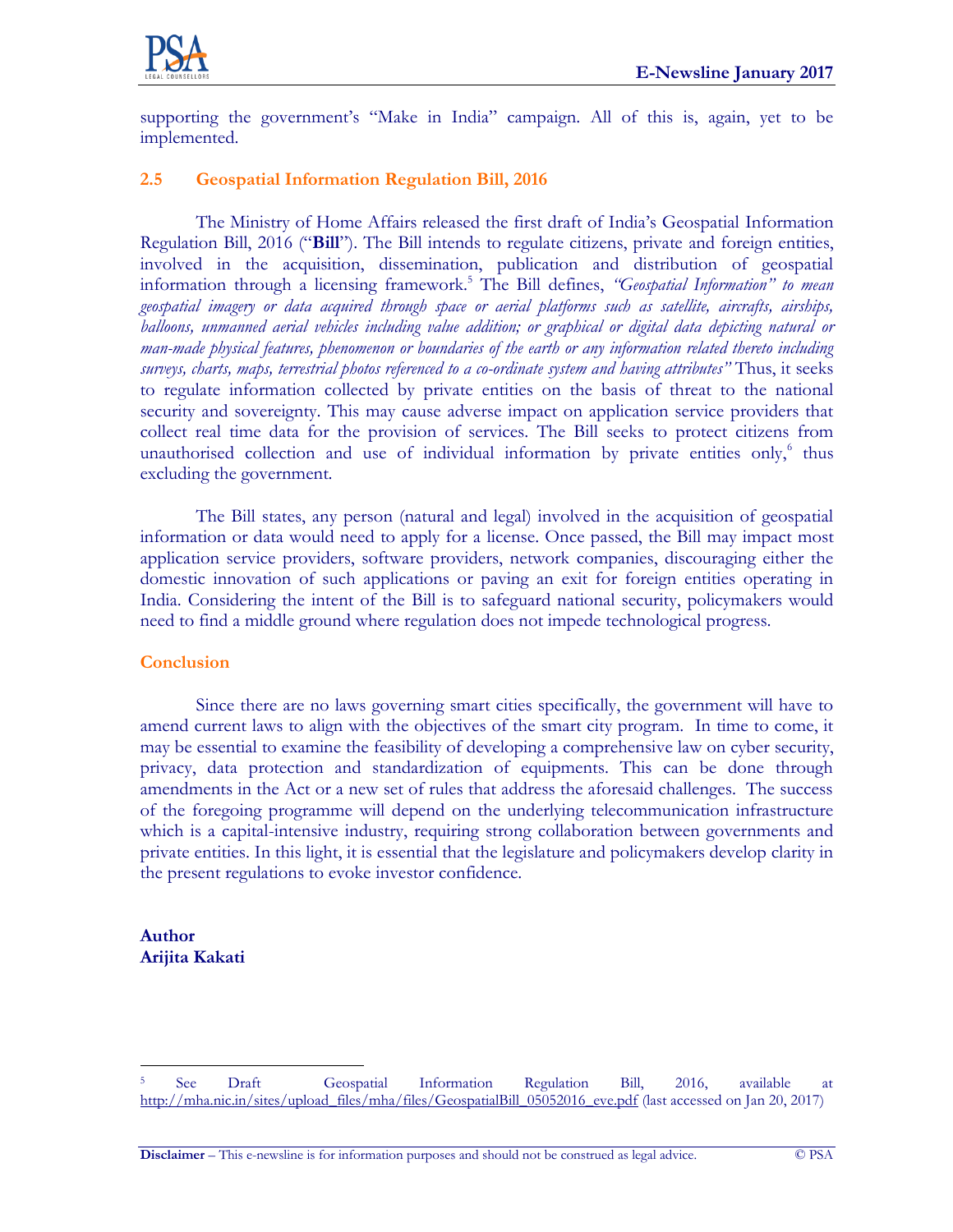supporting the government's "Make in India" campaign. All of this is, again, yet to be implemented.

### 2.5 Geospatial Information Regulation Bill, 2016

The Ministry of Home Affairs released the first draft of India's Geospatial Information Regulation Bill, 2016 ("**Bill**"). The Bill intends to regulate citizens, private and foreign entities, involved in the acquisition, dissemination, publication and distribution of geospatial information through a licensing framework.[5] The Bill defines, *"Geospatial Information" to mean geospatial imagery or data acquired through space or aerial platforms such as satellite, aircrafts, airships, balloons, unmanned aerial vehicles including value addition; or graphical or digital data depicting natural or man-made physical features, phenomenon or boundaries of the earth or any information related thereto including surveys, charts, maps, terrestrial photos referenced to a co-ordinate system and having attributes"* Thus, it seeks to regulate information collected by private entities on the basis of threat to the national security and sovereignty. This may cause adverse impact on application service providers that collect real time data for the provision of services. The Bill seeks to protect citizens from unauthorised collection and use of individual information by private entities only,[6] thus excluding the government.

The Bill states, any person (natural and legal) involved in the acquisition of geospatial information or data would need to apply for a license. Once passed, the Bill may impact most application service providers, software providers, network companies, discouraging either the domestic innovation of such applications or paving an exit for foreign entities operating in India. Considering the intent of the Bill is to safeguard national security, policymakers would need to find a middle ground where regulation does not impede technological progress.

### Conclusion

Since there are no laws governing smart cities specifically, the government will have to amend current laws to align with the objectives of the smart city program. In time to come, it may be essential to examine the feasibility of developing a comprehensive law on cyber security, privacy, data protection and standardization of equipments. This can be done through amendments in the Act or a new set of rules that address the aforesaid challenges. The success of the foregoing programme will depend on the underlying telecommunication infrastructure which is a capital-intensive industry, requiring strong collaboration between governments and private entities. In this light, it is essential that the legislature and policymakers develop clarity in the present regulations to evoke investor confidence.

**Author**
**Arijita Kakati**

---

[5] See Draft Geospatial Information Regulation Bill, 2016, available at http://mha.nic.in/sites/upload_files/mha/files/GeospatialBill_05052016_eve.pdf (last accessed on Jan 20, 2017)

**Disclaimer** – This e-newsline is for information purposes and should not be construed as legal advice. © PSA